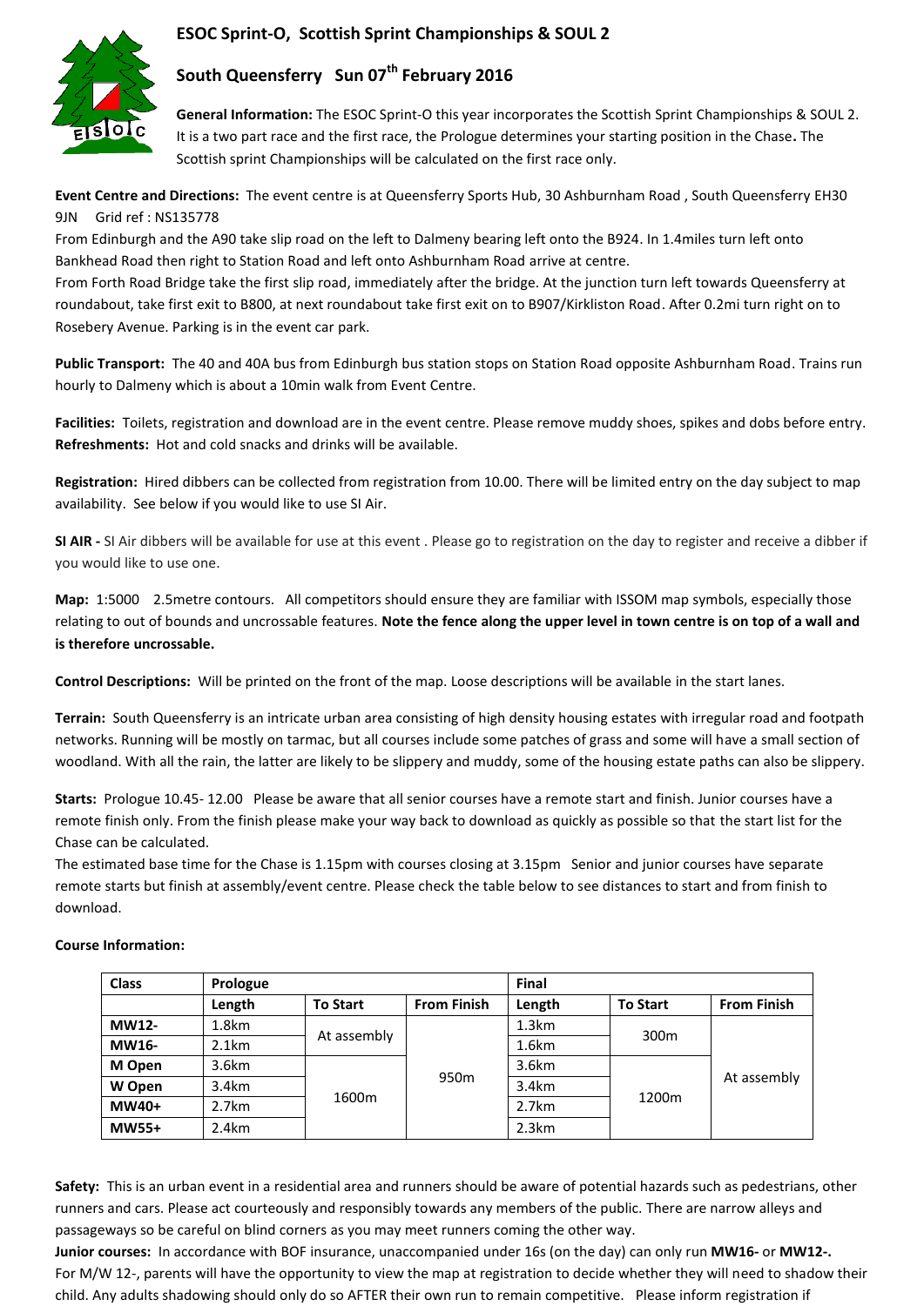# ESOC Sprint-O, Scottish Sprint Championships & SOUL 2

## South Queensferry Sun 07th February 2016

**General Information:** The ESOC Sprint-O this year incorporates the Scottish Sprint Championships & SOUL 2. It is a two part race and the first race, the Prologue determines your starting position in the Chase**.** The Scottish sprint Championships will be calculated on the first race only.

**Event Centre and Directions:** The event centre is at Queensferry Sports Hub, 30 Ashburnham Road , South Queensferry EH30 9JN Grid ref : NS135778

From Edinburgh and the A90 take slip road on the left to Dalmeny bearing left onto the B924. In 1.4miles turn left onto Bankhead Road then right to Station Road and left onto Ashburnham Road arrive at centre.

From Forth Road Bridge take the first slip road, immediately after the bridge. At the junction turn left towards Queensferry at roundabout, take first exit to B800, at next roundabout take first exit on to B907/Kirkliston Road. After 0.2mi turn right on to Rosebery Avenue. Parking is in the event car park.

**Public Transport:** The 40 and 40A bus from Edinburgh bus station stops on Station Road opposite Ashburnham Road. Trains run hourly to Dalmeny which is about a 10min walk from Event Centre.

**Facilities:** Toilets, registration and download are in the event centre. Please remove muddy shoes, spikes and dobs before entry.
**Refreshments:** Hot and cold snacks and drinks will be available.

**Registration:** Hired dibbers can be collected from registration from 10.00. There will be limited entry on the day subject to map availability. See below if you would like to use SI Air.

**SI AIR -** SI Air dibbers will be available for use at this event . Please go to registration on the day to register and receive a dibber if you would like to use one.

**Map:** 1:5000 2.5metre contours. All competitors should ensure they are familiar with ISSOM map symbols, especially those relating to out of bounds and uncrossable features. **Note the fence along the upper level in town centre is on top of a wall and is therefore uncrossable.**

**Control Descriptions:** Will be printed on the front of the map. Loose descriptions will be available in the start lanes.

**Terrain:** South Queensferry is an intricate urban area consisting of high density housing estates with irregular road and footpath networks. Running will be mostly on tarmac, but all courses include some patches of grass and some will have a small section of woodland. With all the rain, the latter are likely to be slippery and muddy, some of the housing estate paths can also be slippery.

**Starts:** Prologue 10.45- 12.00 Please be aware that all senior courses have a remote start and finish. Junior courses have a remote finish only. From the finish please make your way back to download as quickly as possible so that the start list for the Chase can be calculated.

The estimated base time for the Chase is 1.15pm with courses closing at 3.15pm Senior and junior courses have separate remote starts but finish at assembly/event centre. Please check the table below to see distances to start and from finish to download.

**Course Information:**

| Class | Prologue | | | Final | | |
|---|---|---|---|---|---|---|
| | Length | To Start | From Finish | Length | To Start | From Finish |
| MW12- | 1.8km | At assembly | 950m | 1.3km | 300m | At assembly |
| MW16- | 2.1km | At assembly | 950m | 1.6km | 300m | At assembly |
| M Open | 3.6km | 1600m | 950m | 3.6km | 1200m | At assembly |
| W Open | 3.4km | 1600m | 950m | 3.4km | 1200m | At assembly |
| MW40+ | 2.7km | 1600m | 950m | 2.7km | 1200m | At assembly |
| MW55+ | 2.4km | 1600m | 950m | 2.3km | 1200m | At assembly |

**Safety:** This is an urban event in a residential area and runners should be aware of potential hazards such as pedestrians, other runners and cars. Please act courteously and responsibly towards any members of the public. There are narrow alleys and passageways so be careful on blind corners as you may meet runners coming the other way.

**Junior courses:** In accordance with BOF insurance, unaccompanied under 16s (on the day) can only run **MW16-** or **MW12-.** For M/W 12-, parents will have the opportunity to view the map at registration to decide whether they will need to shadow their child. Any adults shadowing should only do so AFTER their own run to remain competitive. Please inform registration if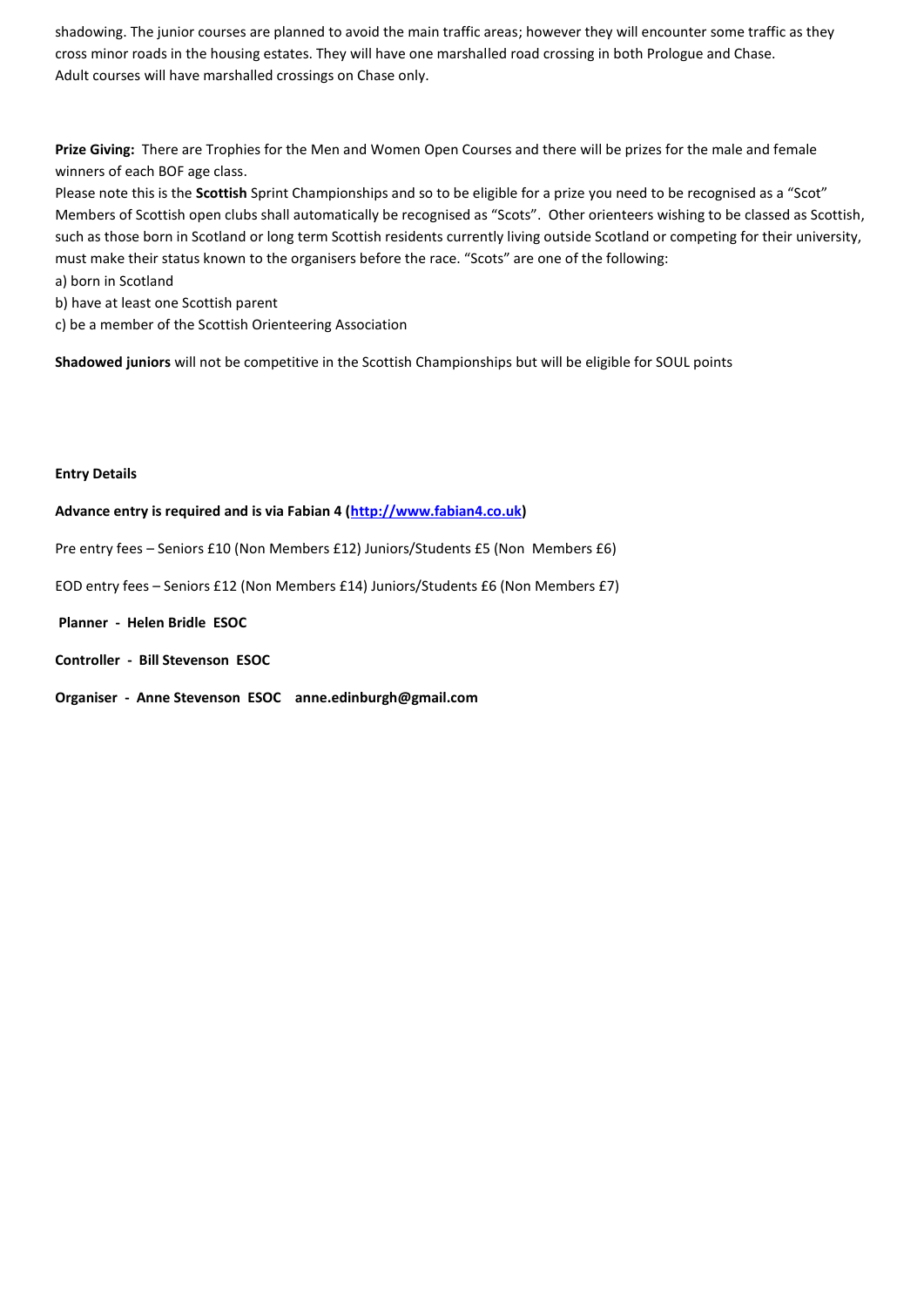shadowing. The junior courses are planned to avoid the main traffic areas; however they will encounter some traffic as they cross minor roads in the housing estates. They will have one marshalled road crossing in both Prologue and Chase. Adult courses will have marshalled crossings on Chase only.

**Prize Giving:** There are Trophies for the Men and Women Open Courses and there will be prizes for the male and female winners of each BOF age class.

Please note this is the **Scottish** Sprint Championships and so to be eligible for a prize you need to be recognised as a "Scot" Members of Scottish open clubs shall automatically be recognised as "Scots". Other orienteers wishing to be classed as Scottish, such as those born in Scotland or long term Scottish residents currently living outside Scotland or competing for their university, must make their status known to the organisers before the race. "Scots" are one of the following:

a) born in Scotland

b) have at least one Scottish parent

c) be a member of the Scottish Orienteering Association

**Shadowed juniors** will not be competitive in the Scottish Championships but will be eligible for SOUL points

**Entry Details**

**Advance entry is required and is via Fabian 4 ([http://www.fabian4.co.uk](http://www.fabian4.co.uk))**

Pre entry fees – Seniors £10 (Non Members £12) Juniors/Students £5 (Non Members £6)

EOD entry fees – Seniors £12 (Non Members £14) Juniors/Students £6 (Non Members £7)

**Planner - Helen Bridle ESOC**

**Controller - Bill Stevenson ESOC**

**Organiser - Anne Stevenson ESOC anne.edinburgh@gmail.com**